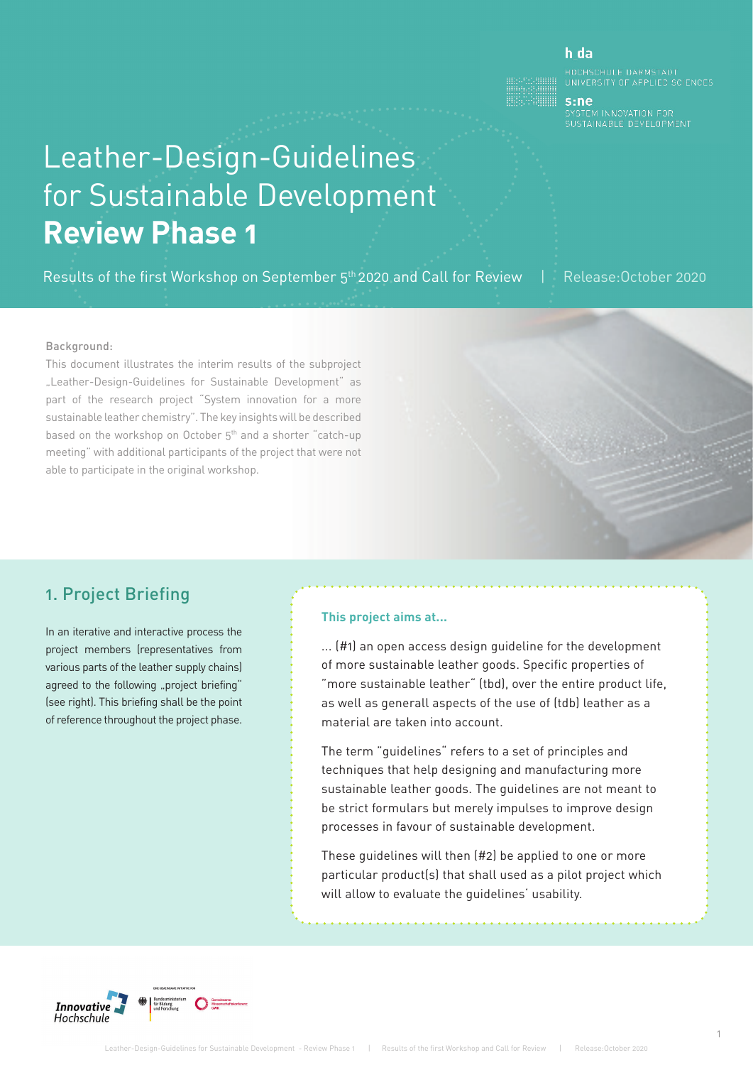h da

HOCHSCHULE DARMSTADT
UNIVERSITY OF APPLIED SCIENCES

s:ne
SYSTEM INNOVATION FOR
SUSTAINABLE DEVELOPMENT

# Leather-Design-Guidelines for Sustainable Development **Review Phase 1**

Results of the first Workshop on September 5th 2020 and Call for Review | Release:October 2020

Background:

This document illustrates the interim results of the subproject „Leather-Design-Guidelines for Sustainable Development" as part of the research project "System innovation for a more sustainable leather chemistry". The key insights will be described based on the workshop on October 5th and a shorter "catch-up meeting" with additional participants of the project that were not able to participate in the original workshop.

## 1. Project Briefing

In an iterative and interactive process the project members (representatives from various parts of the leather supply chains) agreed to the following „project briefing" (see right). This briefing shall be the point of reference throughout the project phase.

**This project aims at...**

... (#1) an open access design guideline for the development of more sustainable leather goods. Specific properties of "more sustainable leather" (tbd), over the entire product life, as well as generall aspects of the use of (tdb) leather as a material are taken into account.

The term "guidelines" refers to a set of principles and techniques that help designing and manufacturing more sustainable leather goods. The guidelines are not meant to be strict formulars but merely impulses to improve design processes in favour of sustainable development.

These guidelines will then (#2) be applied to one or more particular product(s) that shall used as a pilot project which will allow to evaluate the guidelines' usability.

Innovative Hochschule

Eine gemeinsame Initiative von Bundesministerium für Bildung und Forschung, Gemeinsame Wissenschaftskonferenz GWK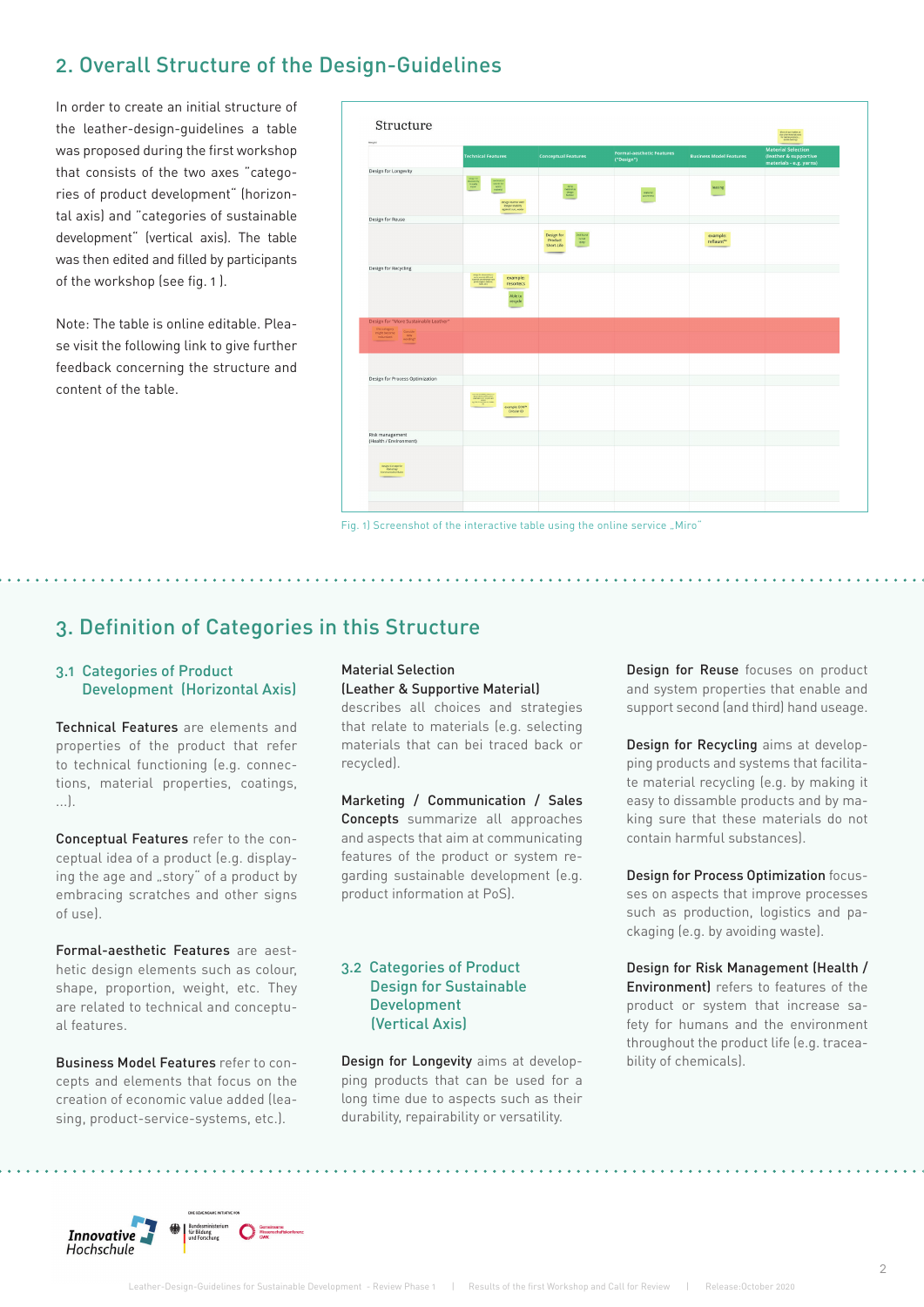## 2. Overall Structure of the Design-Guidelines

In order to create an initial structure of the leather-design-guidelines a table was proposed during the first workshop that consists of the two axes "categories of product development" (horizontal axis) and "categories of sustainable development" (vertical axis). The table was then edited and filled by participants of the workshop (see fig. 1 ).

Note: The table is online editable. Please visit the following link to give further feedback concerning the structure and content of the table.

Fig. 1) Screenshot of the interactive table using the online service „Miro"

## 3. Definition of Categories in this Structure

### 3.1 Categories of Product Development (Horizontal Axis)

**Technical Features** are elements and properties of the product that refer to technical functioning (e.g. connections, material properties, coatings, ...).

**Conceptual Features** refer to the conceptual idea of a product (e.g. displaying the age and „story" of a product by embracing scratches and other signs of use).

**Formal-aesthetic Features** are aesthetic design elements such as colour, shape, proportion, weight, etc. They are related to technical and conceptual features.

**Business Model Features** refer to concepts and elements that focus on the creation of economic value added (leasing, product-service-systems, etc.).

**Material Selection (Leather & Supportive Material)** describes all choices and strategies that relate to materials (e.g. selecting materials that can bei traced back or recycled).

**Marketing / Communication / Sales Concepts** summarize all approaches and aspects that aim at communicating features of the product or system regarding sustainable development (e.g. product information at PoS).

### 3.2 Categories of Product Design for Sustainable Development (Vertical Axis)

**Design for Longevity** aims at developping products that can be used for a long time due to aspects such as their durability, repairability or versatility.

**Design for Reuse** focuses on product and system properties that enable and support second (and third) hand useage.

**Design for Recycling** aims at developping products and systems that facilitate material recycling (e.g. by making it easy to dissamble products and by making sure that these materials do not contain harmful substances).

**Design for Process Optimization** focusses on aspects that improve processes such as production, logistics and packaging (e.g. by avoiding waste).

**Design for Risk Management (Health / Environment)** refers to features of the product or system that increase safety for humans and the environment throughout the product life (e.g. traceability of chemicals).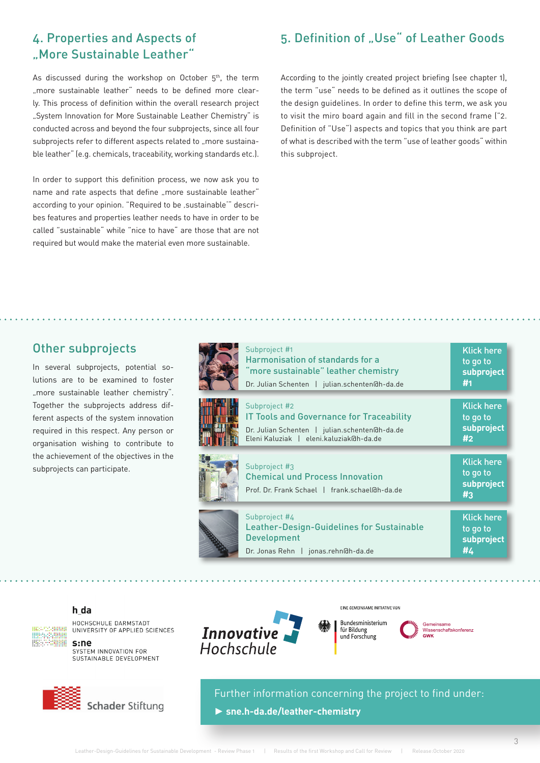## 4. Properties and Aspects of „More Sustainable Leather"

As discussed during the workshop on October 5th, the term „more sustainable leather" needs to be defined more clearly. This process of definition within the overall research project „System Innovation for More Sustainable Leather Chemistry" is conducted across and beyond the four subprojects, since all four subprojects refer to different aspects related to „more sustainable leather" (e.g. chemicals, traceability, working standards etc.).

In order to support this definition process, we now ask you to name and rate aspects that define „more sustainable leather" according to your opinion. "Required to be ‚sustainable'" describes features and properties leather needs to have in order to be called "sustainable" while "nice to have" are those that are not required but would make the material even more sustainable.

## 5. Definition of „Use" of Leather Goods

According to the jointly created project briefing (see chapter 1), the term "use" needs to be defined as it outlines the scope of the design guidelines. In order to define this term, we ask you to visit the miro board again and fill in the second frame ("2. Definition of "Use") aspects and topics that you think are part of what is described with the term "use of leather goods" within this subproject.

## Other subprojects

In several subprojects, potential solutions are to be examined to foster „more sustainable leather chemistry". Together the subprojects address different aspects of the system innovation required in this respect. Any person or organisation wishing to contribute to the achievement of the objectives in the subprojects can participate.

Subproject #1
**Harmonisation of standards for a "more sustainable" leather chemistry**
Dr. Julian Schenten | julian.schenten@h-da.de
Klick here to go to subproject #1

Subproject #2
**IT Tools and Governance for Traceability**
Dr. Julian Schenten | julian.schenten@h-da.de
Eleni Kaluziak | eleni.kaluziak@h-da.de
Klick here to go to subproject #2

Subproject #3
**Chemical und Process Innovation**
Prof. Dr. Frank Schael | frank.schael@h-da.de
Klick here to go to subproject #3

Subproject #4
**Leather-Design-Guidelines for Sustainable Development**
Dr. Jonas Rehn | jonas.rehn@h-da.de
Klick here to go to subproject #4

h_da
HOCHSCHULE DARMSTADT
UNIVERSITY OF APPLIED SCIENCES

s:ne
SYSTEM INNOVATION FOR SUSTAINABLE DEVELOPMENT

Innovative Hochschule

EINE GEMEINSAME INITIATIVE VON
Bundesministerium für Bildung und Forschung
Gemeinsame Wissenschaftskonferenz GWK

Schader Stiftung

Further information concerning the project to find under:
► **sne.h-da.de/leather-chemistry**